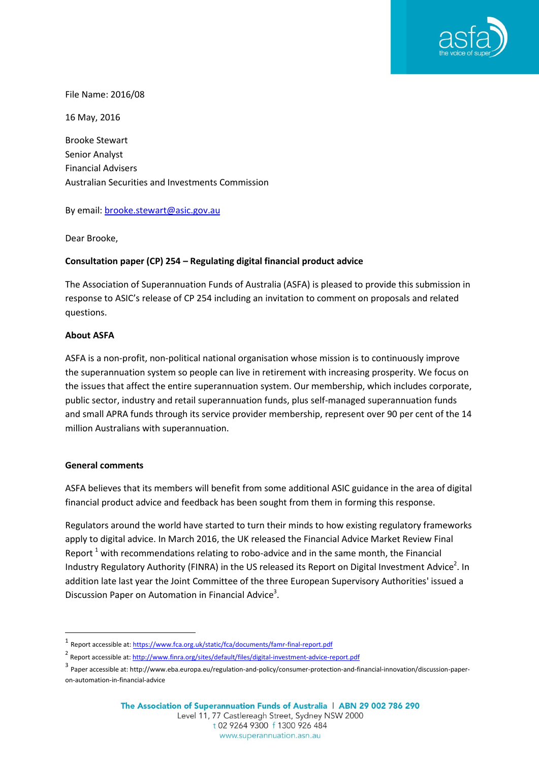File Name: 2016/08

16 May, 2016

Brooke Stewart
Senior Analyst
Financial Advisers
Australian Securities and Investments Commission

By email: brooke.stewart@asic.gov.au

Dear Brooke,

**Consultation paper (CP) 254 – Regulating digital financial product advice**

The Association of Superannuation Funds of Australia (ASFA) is pleased to provide this submission in response to ASIC's release of CP 254 including an invitation to comment on proposals and related questions.

**About ASFA**

ASFA is a non-profit, non-political national organisation whose mission is to continuously improve the superannuation system so people can live in retirement with increasing prosperity. We focus on the issues that affect the entire superannuation system. Our membership, which includes corporate, public sector, industry and retail superannuation funds, plus self-managed superannuation funds and small APRA funds through its service provider membership, represent over 90 per cent of the 14 million Australians with superannuation.

**General comments**

ASFA believes that its members will benefit from some additional ASIC guidance in the area of digital financial product advice and feedback has been sought from them in forming this response.

Regulators around the world have started to turn their minds to how existing regulatory frameworks apply to digital advice. In March 2016, the UK released the Financial Advice Market Review Final Report [1] with recommendations relating to robo-advice and in the same month, the Financial Industry Regulatory Authority (FINRA) in the US released its Report on Digital Investment Advice[2]. In addition late last year the Joint Committee of the three European Supervisory Authorities' issued a Discussion Paper on Automation in Financial Advice[3].

[1] Report accessible at: https://www.fca.org.uk/static/fca/documents/famr-final-report.pdf

[2] Report accessible at: http://www.finra.org/sites/default/files/digital-investment-advice-report.pdf

[3] Paper accessible at: http://www.eba.europa.eu/regulation-and-policy/consumer-protection-and-financial-innovation/discussion-paper-on-automation-in-financial-advice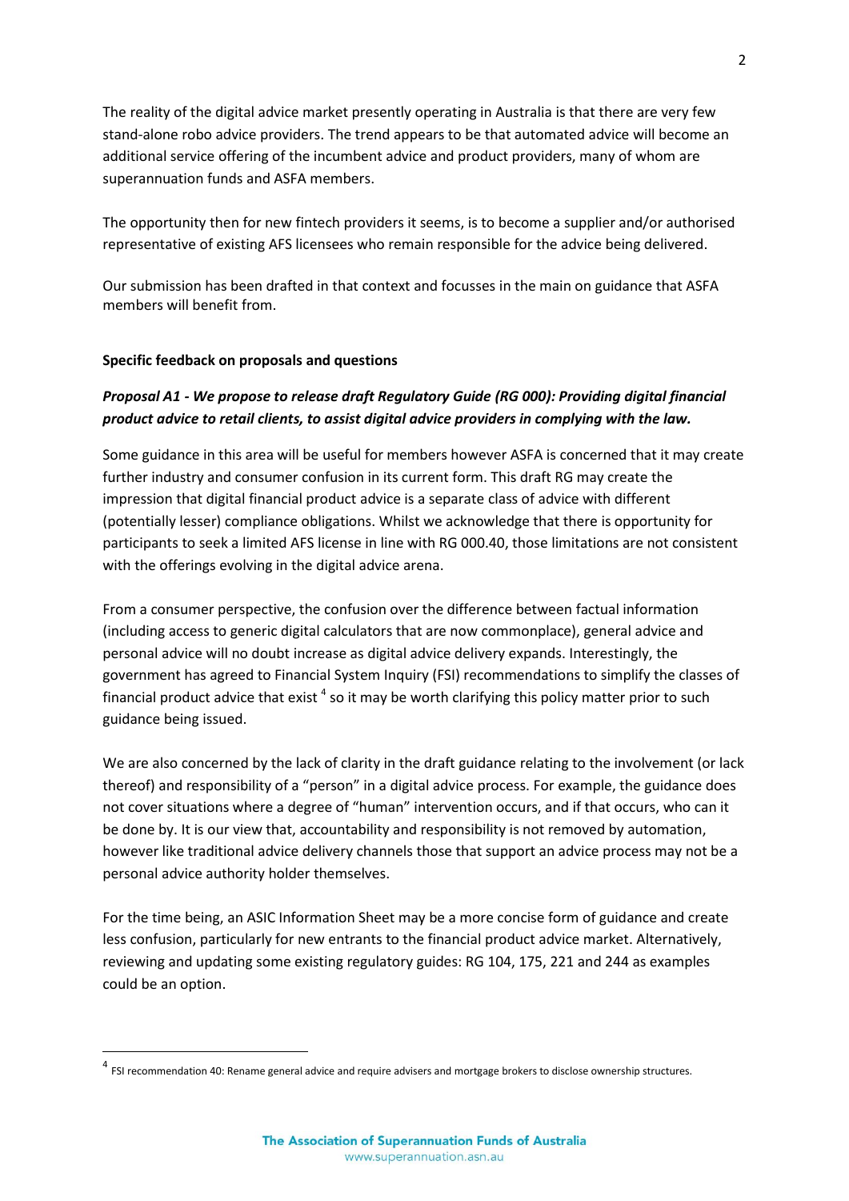The reality of the digital advice market presently operating in Australia is that there are very few stand-alone robo advice providers. The trend appears to be that automated advice will become an additional service offering of the incumbent advice and product providers, many of whom are superannuation funds and ASFA members.

The opportunity then for new fintech providers it seems, is to become a supplier and/or authorised representative of existing AFS licensees who remain responsible for the advice being delivered.

Our submission has been drafted in that context and focusses in the main on guidance that ASFA members will benefit from.

**Specific feedback on proposals and questions**

***Proposal A1 - We propose to release draft Regulatory Guide (RG 000): Providing digital financial product advice to retail clients, to assist digital advice providers in complying with the law.***

Some guidance in this area will be useful for members however ASFA is concerned that it may create further industry and consumer confusion in its current form. This draft RG may create the impression that digital financial product advice is a separate class of advice with different (potentially lesser) compliance obligations. Whilst we acknowledge that there is opportunity for participants to seek a limited AFS license in line with RG 000.40, those limitations are not consistent with the offerings evolving in the digital advice arena.

From a consumer perspective, the confusion over the difference between factual information (including access to generic digital calculators that are now commonplace), general advice and personal advice will no doubt increase as digital advice delivery expands. Interestingly, the government has agreed to Financial System Inquiry (FSI) recommendations to simplify the classes of financial product advice that exist [4] so it may be worth clarifying this policy matter prior to such guidance being issued.

We are also concerned by the lack of clarity in the draft guidance relating to the involvement (or lack thereof) and responsibility of a "person" in a digital advice process. For example, the guidance does not cover situations where a degree of "human" intervention occurs, and if that occurs, who can it be done by. It is our view that, accountability and responsibility is not removed by automation, however like traditional advice delivery channels those that support an advice process may not be a personal advice authority holder themselves.

For the time being, an ASIC Information Sheet may be a more concise form of guidance and create less confusion, particularly for new entrants to the financial product advice market. Alternatively, reviewing and updating some existing regulatory guides: RG 104, 175, 221 and 244 as examples could be an option.

[4] FSI recommendation 40: Rename general advice and require advisers and mortgage brokers to disclose ownership structures.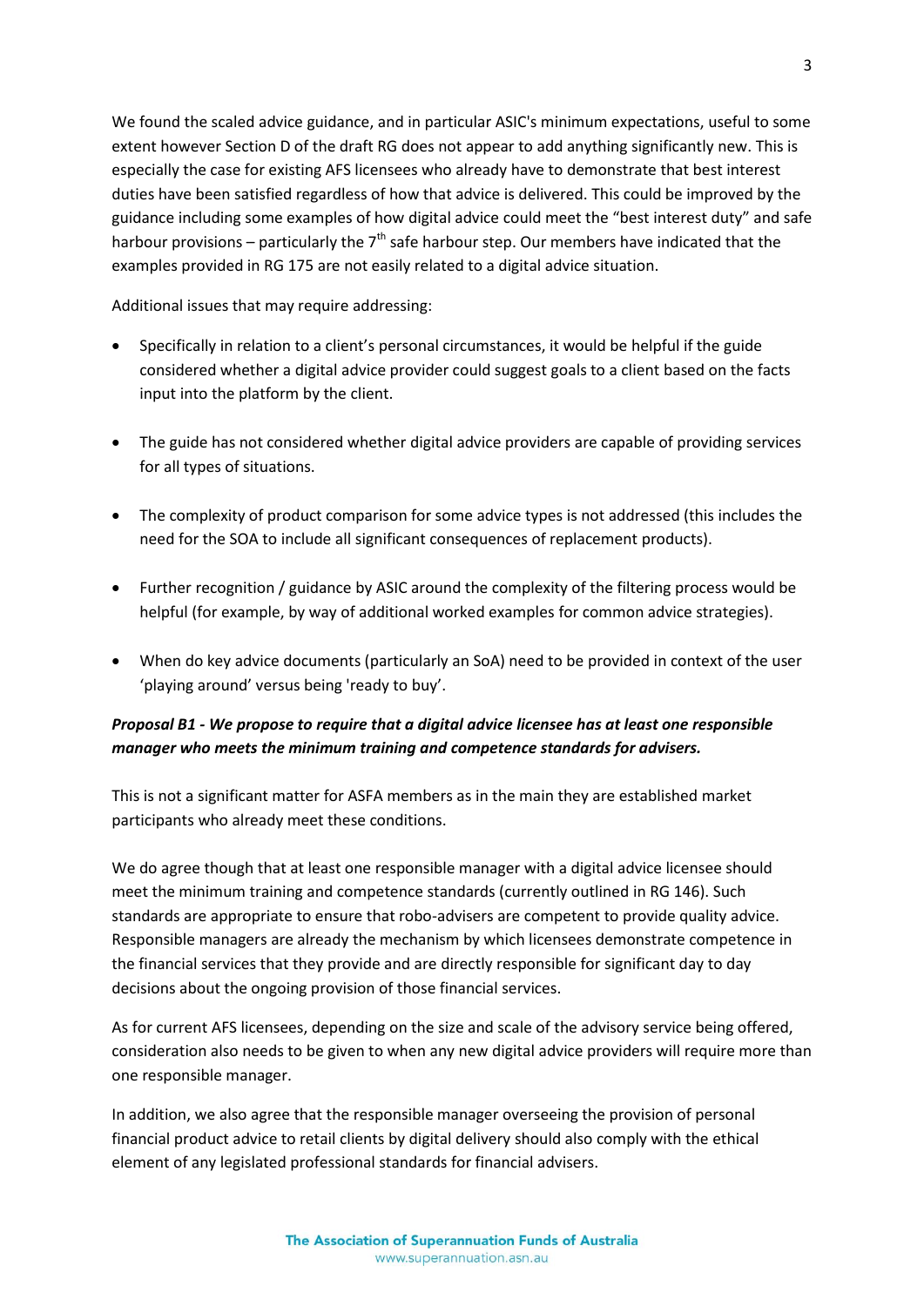We found the scaled advice guidance, and in particular ASIC's minimum expectations, useful to some extent however Section D of the draft RG does not appear to add anything significantly new. This is especially the case for existing AFS licensees who already have to demonstrate that best interest duties have been satisfied regardless of how that advice is delivered. This could be improved by the guidance including some examples of how digital advice could meet the "best interest duty" and safe harbour provisions – particularly the 7th safe harbour step. Our members have indicated that the examples provided in RG 175 are not easily related to a digital advice situation.

Additional issues that may require addressing:

- Specifically in relation to a client's personal circumstances, it would be helpful if the guide considered whether a digital advice provider could suggest goals to a client based on the facts input into the platform by the client.
- The guide has not considered whether digital advice providers are capable of providing services for all types of situations.
- The complexity of product comparison for some advice types is not addressed (this includes the need for the SOA to include all significant consequences of replacement products).
- Further recognition / guidance by ASIC around the complexity of the filtering process would be helpful (for example, by way of additional worked examples for common advice strategies).
- When do key advice documents (particularly an SoA) need to be provided in context of the user 'playing around' versus being 'ready to buy'.

***Proposal B1 - We propose to require that a digital advice licensee has at least one responsible manager who meets the minimum training and competence standards for advisers.***

This is not a significant matter for ASFA members as in the main they are established market participants who already meet these conditions.

We do agree though that at least one responsible manager with a digital advice licensee should meet the minimum training and competence standards (currently outlined in RG 146). Such standards are appropriate to ensure that robo-advisers are competent to provide quality advice. Responsible managers are already the mechanism by which licensees demonstrate competence in the financial services that they provide and are directly responsible for significant day to day decisions about the ongoing provision of those financial services.

As for current AFS licensees, depending on the size and scale of the advisory service being offered, consideration also needs to be given to when any new digital advice providers will require more than one responsible manager.

In addition, we also agree that the responsible manager overseeing the provision of personal financial product advice to retail clients by digital delivery should also comply with the ethical element of any legislated professional standards for financial advisers.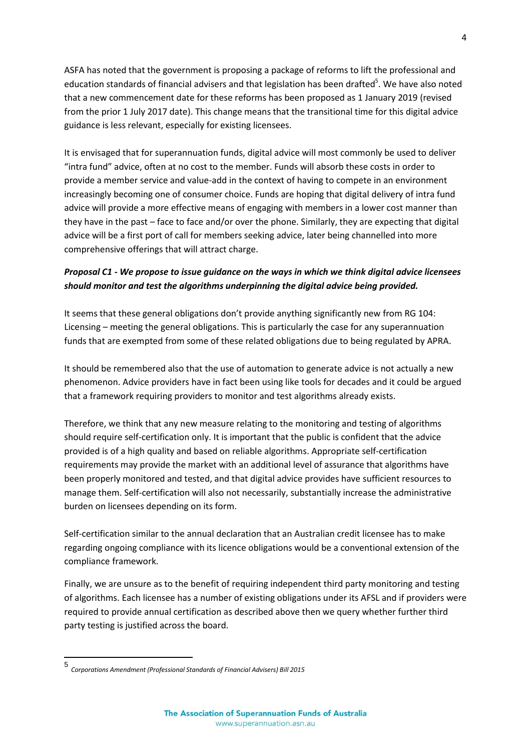ASFA has noted that the government is proposing a package of reforms to lift the professional and education standards of financial advisers and that legislation has been drafted[5]. We have also noted that a new commencement date for these reforms has been proposed as 1 January 2019 (revised from the prior 1 July 2017 date). This change means that the transitional time for this digital advice guidance is less relevant, especially for existing licensees.

It is envisaged that for superannuation funds, digital advice will most commonly be used to deliver "intra fund" advice, often at no cost to the member. Funds will absorb these costs in order to provide a member service and value-add in the context of having to compete in an environment increasingly becoming one of consumer choice. Funds are hoping that digital delivery of intra fund advice will provide a more effective means of engaging with members in a lower cost manner than they have in the past – face to face and/or over the phone. Similarly, they are expecting that digital advice will be a first port of call for members seeking advice, later being channelled into more comprehensive offerings that will attract charge.

***Proposal C1 - We propose to issue guidance on the ways in which we think digital advice licensees should monitor and test the algorithms underpinning the digital advice being provided.***

It seems that these general obligations don't provide anything significantly new from RG 104: Licensing – meeting the general obligations. This is particularly the case for any superannuation funds that are exempted from some of these related obligations due to being regulated by APRA.

It should be remembered also that the use of automation to generate advice is not actually a new phenomenon. Advice providers have in fact been using like tools for decades and it could be argued that a framework requiring providers to monitor and test algorithms already exists.

Therefore, we think that any new measure relating to the monitoring and testing of algorithms should require self-certification only. It is important that the public is confident that the advice provided is of a high quality and based on reliable algorithms. Appropriate self-certification requirements may provide the market with an additional level of assurance that algorithms have been properly monitored and tested, and that digital advice provides have sufficient resources to manage them. Self-certification will also not necessarily, substantially increase the administrative burden on licensees depending on its form.

Self-certification similar to the annual declaration that an Australian credit licensee has to make regarding ongoing compliance with its licence obligations would be a conventional extension of the compliance framework.

Finally, we are unsure as to the benefit of requiring independent third party monitoring and testing of algorithms. Each licensee has a number of existing obligations under its AFSL and if providers were required to provide annual certification as described above then we query whether further third party testing is justified across the board.

---

[5] *Corporations Amendment (Professional Standards of Financial Advisers) Bill 2015*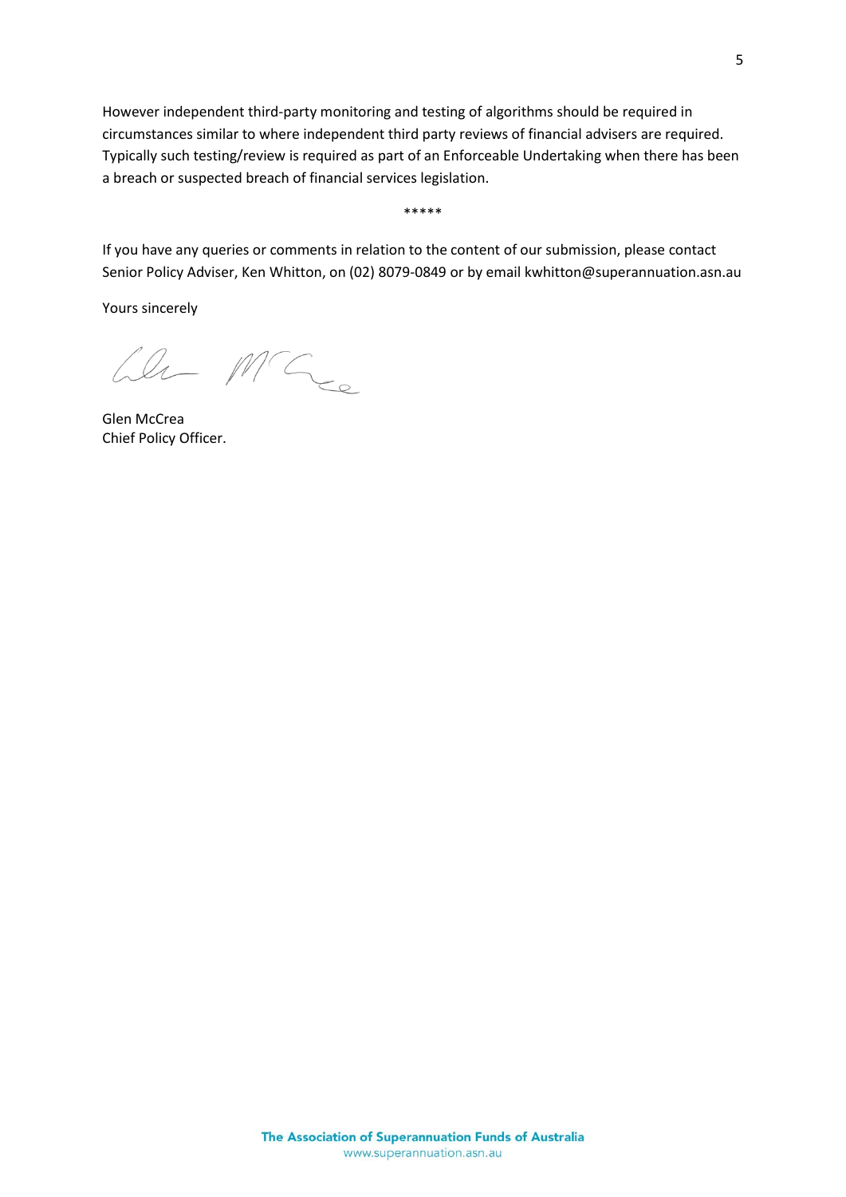However independent third-party monitoring and testing of algorithms should be required in circumstances similar to where independent third party reviews of financial advisers are required. Typically such testing/review is required as part of an Enforceable Undertaking when there has been a breach or suspected breach of financial services legislation.

*****

If you have any queries or comments in relation to the content of our submission, please contact Senior Policy Adviser, Ken Whitton, on (02) 8079-0849 or by email kwhitton@superannuation.asn.au

Yours sincerely

Glen McCrea
Chief Policy Officer.